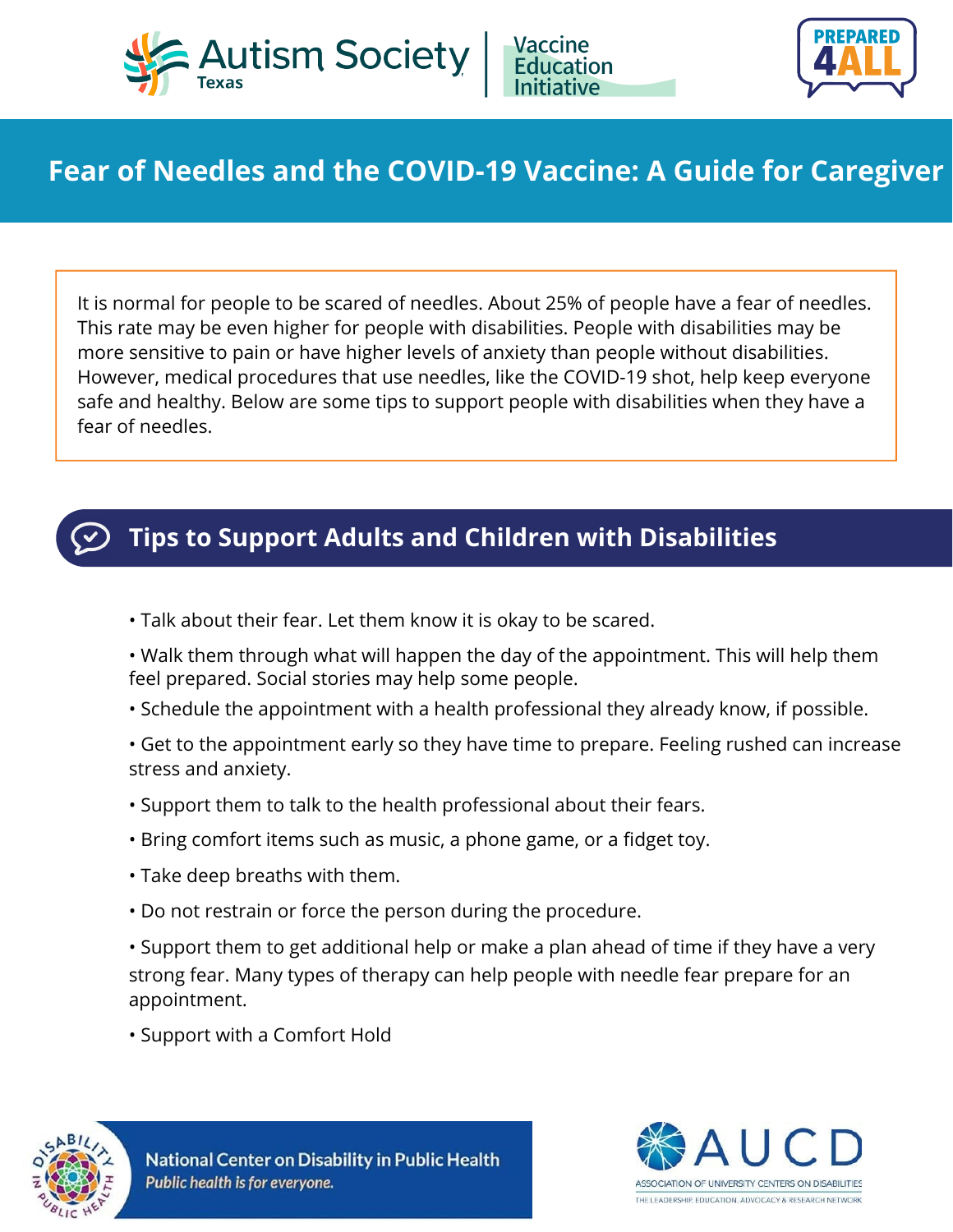Autism Society Texas | Vaccine Education Initiative

PREPARED 4ALL

# Fear of Needles and the COVID-19 Vaccine: A Guide for Caregiver

It is normal for people to be scared of needles. About 25% of people have a fear of needles. This rate may be even higher for people with disabilities. People with disabilities may be more sensitive to pain or have higher levels of anxiety than people without disabilities. However, medical procedures that use needles, like the COVID-19 shot, help keep everyone safe and healthy. Below are some tips to support people with disabilities when they have a fear of needles.

## Tips to Support Adults and Children with Disabilities

- Talk about their fear. Let them know it is okay to be scared.
- Walk them through what will happen the day of the appointment. This will help them feel prepared. Social stories may help some people.
- Schedule the appointment with a health professional they already know, if possible.
- Get to the appointment early so they have time to prepare. Feeling rushed can increase stress and anxiety.
- Support them to talk to the health professional about their fears.
- Bring comfort items such as music, a phone game, or a fidget toy.
- Take deep breaths with them.
- Do not restrain or force the person during the procedure.
- Support them to get additional help or make a plan ahead of time if they have a very strong fear. Many types of therapy can help people with needle fear prepare for an appointment.
- Support with a Comfort Hold

National Center on Disability in Public Health
*Public health is for everyone.*

AUCD — Association of University Centers on Disabilities — The Leadership, Education, Advocacy & Research Network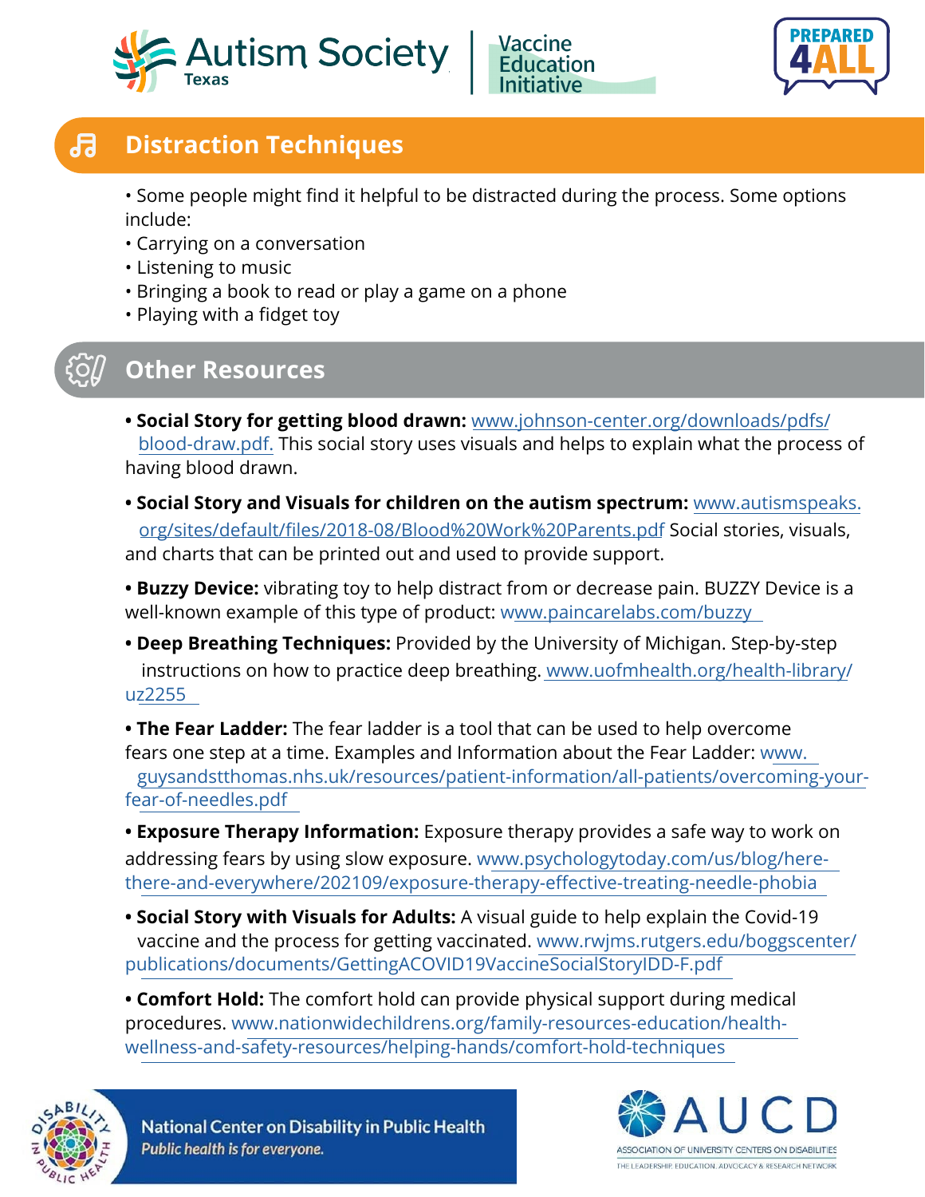## Distraction Techniques

- Some people might find it helpful to be distracted during the process. Some options include:
- Carrying on a conversation
- Listening to music
- Bringing a book to read or play a game on a phone
- Playing with a fidget toy

## Other Resources

- **Social Story for getting blood drawn:** www.johnson-center.org/downloads/pdfs/blood-draw.pdf. This social story uses visuals and helps to explain what the process of having blood drawn.
- **Social Story and Visuals for children on the autism spectrum:** www.autismspeaks.org/sites/default/files/2018-08/Blood%20Work%20Parents.pdf Social stories, visuals, and charts that can be printed out and used to provide support.
- **Buzzy Device:** vibrating toy to help distract from or decrease pain. BUZZY Device is a well-known example of this type of product: www.paincarelabs.com/buzzy
- **Deep Breathing Techniques:** Provided by the University of Michigan. Step-by-step instructions on how to practice deep breathing. www.uofmhealth.org/health-library/uz2255
- **The Fear Ladder:** The fear ladder is a tool that can be used to help overcome fears one step at a time. Examples and Information about the Fear Ladder: www.guysandstthomas.nhs.uk/resources/patient-information/all-patients/overcoming-your-fear-of-needles.pdf
- **Exposure Therapy Information:** Exposure therapy provides a safe way to work on addressing fears by using slow exposure. www.psychologytoday.com/us/blog/here-there-and-everywhere/202109/exposure-therapy-effective-treating-needle-phobia
- **Social Story with Visuals for Adults:** A visual guide to help explain the Covid-19 vaccine and the process for getting vaccinated. www.rwjms.rutgers.edu/boggscenter/publications/documents/GettingACOVID19VaccineSocialStoryIDD-F.pdf
- **Comfort Hold:** The comfort hold can provide physical support during medical procedures. www.nationwidechildrens.org/family-resources-education/health-wellness-and-safety-resources/helping-hands/comfort-hold-techniques

National Center on Disability in Public Health
*Public health is for everyone.*

AUCD
ASSOCIATION OF UNIVERSITY CENTERS ON DISABILITIES
THE LEADERSHIP, EDUCATION, ADVOCACY & RESEARCH NETWORK